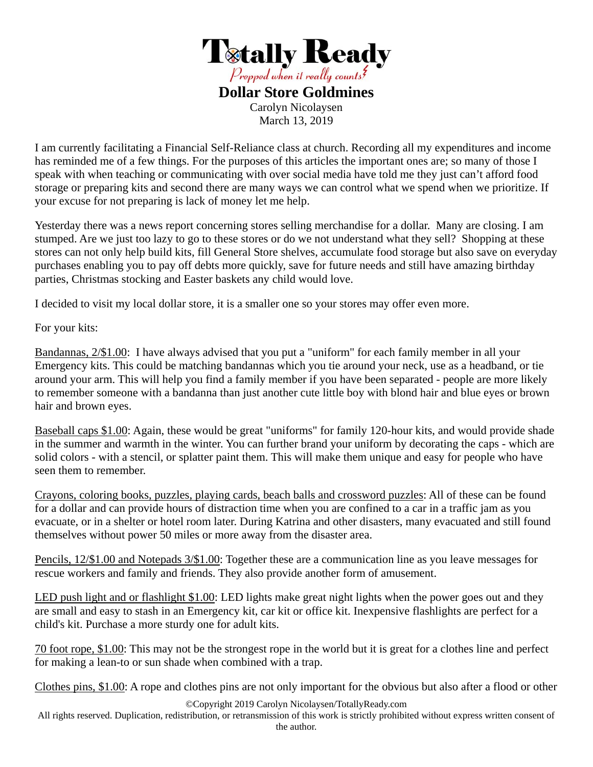# Totally Ready

*Prepped when it really counts*

## Dollar Store Goldmines

Carolyn Nicolaysen
March 13, 2019

I am currently facilitating a Financial Self-Reliance class at church. Recording all my expenditures and income has reminded me of a few things. For the purposes of this articles the important ones are; so many of those I speak with when teaching or communicating with over social media have told me they just can't afford food storage or preparing kits and second there are many ways we can control what we spend when we prioritize. If your excuse for not preparing is lack of money let me help.

Yesterday there was a news report concerning stores selling merchandise for a dollar. Many are closing. I am stumped. Are we just too lazy to go to these stores or do we not understand what they sell? Shopping at these stores can not only help build kits, fill General Store shelves, accumulate food storage but also save on everyday purchases enabling you to pay off debts more quickly, save for future needs and still have amazing birthday parties, Christmas stocking and Easter baskets any child would love.

I decided to visit my local dollar store, it is a smaller one so your stores may offer even more.

For your kits:

<u>Bandannas, 2/$1.00</u>: I have always advised that you put a "uniform" for each family member in all your Emergency kits. This could be matching bandannas which you tie around your neck, use as a headband, or tie around your arm. This will help you find a family member if you have been separated - people are more likely to remember someone with a bandanna than just another cute little boy with blond hair and blue eyes or brown hair and brown eyes.

<u>Baseball caps $1.00</u>: Again, these would be great "uniforms" for family 120-hour kits, and would provide shade in the summer and warmth in the winter. You can further brand your uniform by decorating the caps - which are solid colors - with a stencil, or splatter paint them. This will make them unique and easy for people who have seen them to remember.

<u>Crayons, coloring books, puzzles, playing cards, beach balls and crossword puzzles</u>: All of these can be found for a dollar and can provide hours of distraction time when you are confined to a car in a traffic jam as you evacuate, or in a shelter or hotel room later. During Katrina and other disasters, many evacuated and still found themselves without power 50 miles or more away from the disaster area.

<u>Pencils, 12/$1.00 and Notepads 3/$1.00</u>: Together these are a communication line as you leave messages for rescue workers and family and friends. They also provide another form of amusement.

<u>LED push light and or flashlight $1.00</u>: LED lights make great night lights when the power goes out and they are small and easy to stash in an Emergency kit, car kit or office kit. Inexpensive flashlights are perfect for a child's kit. Purchase a more sturdy one for adult kits.

<u>70 foot rope, $1.00</u>: This may not be the strongest rope in the world but it is great for a clothes line and perfect for making a lean-to or sun shade when combined with a trap.

<u>Clothes pins, $1.00</u>: A rope and clothes pins are not only important for the obvious but also after a flood or other

©Copyright 2019 Carolyn Nicolaysen/TotallyReady.com
All rights reserved. Duplication, redistribution, or retransmission of this work is strictly prohibited without express written consent of the author.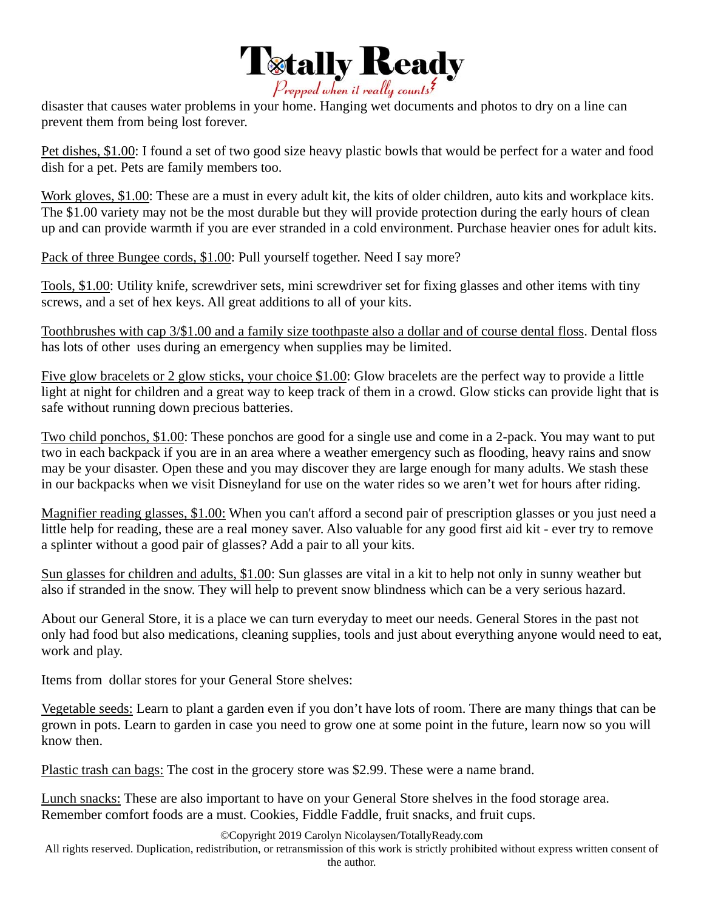disaster that causes water problems in your home. Hanging wet documents and photos to dry on a line can prevent them from being lost forever.

<u>Pet dishes, $1.00</u>: I found a set of two good size heavy plastic bowls that would be perfect for a water and food dish for a pet. Pets are family members too.

<u>Work gloves, $1.00</u>: These are a must in every adult kit, the kits of older children, auto kits and workplace kits. The $1.00 variety may not be the most durable but they will provide protection during the early hours of clean up and can provide warmth if you are ever stranded in a cold environment. Purchase heavier ones for adult kits.

<u>Pack of three Bungee cords, $1.00</u>: Pull yourself together. Need I say more?

<u>Tools, $1.00</u>: Utility knife, screwdriver sets, mini screwdriver set for fixing glasses and other items with tiny screws, and a set of hex keys. All great additions to all of your kits.

<u>Toothbrushes with cap 3/$1.00 and a family size toothpaste also a dollar and of course dental floss</u>. Dental floss has lots of other uses during an emergency when supplies may be limited.

<u>Five glow bracelets or 2 glow sticks, your choice $1.00</u>: Glow bracelets are the perfect way to provide a little light at night for children and a great way to keep track of them in a crowd. Glow sticks can provide light that is safe without running down precious batteries.

<u>Two child ponchos, $1.00</u>: These ponchos are good for a single use and come in a 2-pack. You may want to put two in each backpack if you are in an area where a weather emergency such as flooding, heavy rains and snow may be your disaster. Open these and you may discover they are large enough for many adults. We stash these in our backpacks when we visit Disneyland for use on the water rides so we aren't wet for hours after riding.

<u>Magnifier reading glasses, $1.00:</u> When you can't afford a second pair of prescription glasses or you just need a little help for reading, these are a real money saver. Also valuable for any good first aid kit - ever try to remove a splinter without a good pair of glasses? Add a pair to all your kits.

<u>Sun glasses for children and adults, $1.00</u>: Sun glasses are vital in a kit to help not only in sunny weather but also if stranded in the snow. They will help to prevent snow blindness which can be a very serious hazard.

About our General Store, it is a place we can turn everyday to meet our needs. General Stores in the past not only had food but also medications, cleaning supplies, tools and just about everything anyone would need to eat, work and play.

Items from dollar stores for your General Store shelves:

<u>Vegetable seeds:</u> Learn to plant a garden even if you don't have lots of room. There are many things that can be grown in pots. Learn to garden in case you need to grow one at some point in the future, learn now so you will know then.

<u>Plastic trash can bags:</u> The cost in the grocery store was $2.99. These were a name brand.

<u>Lunch snacks:</u> These are also important to have on your General Store shelves in the food storage area. Remember comfort foods are a must. Cookies, Fiddle Faddle, fruit snacks, and fruit cups.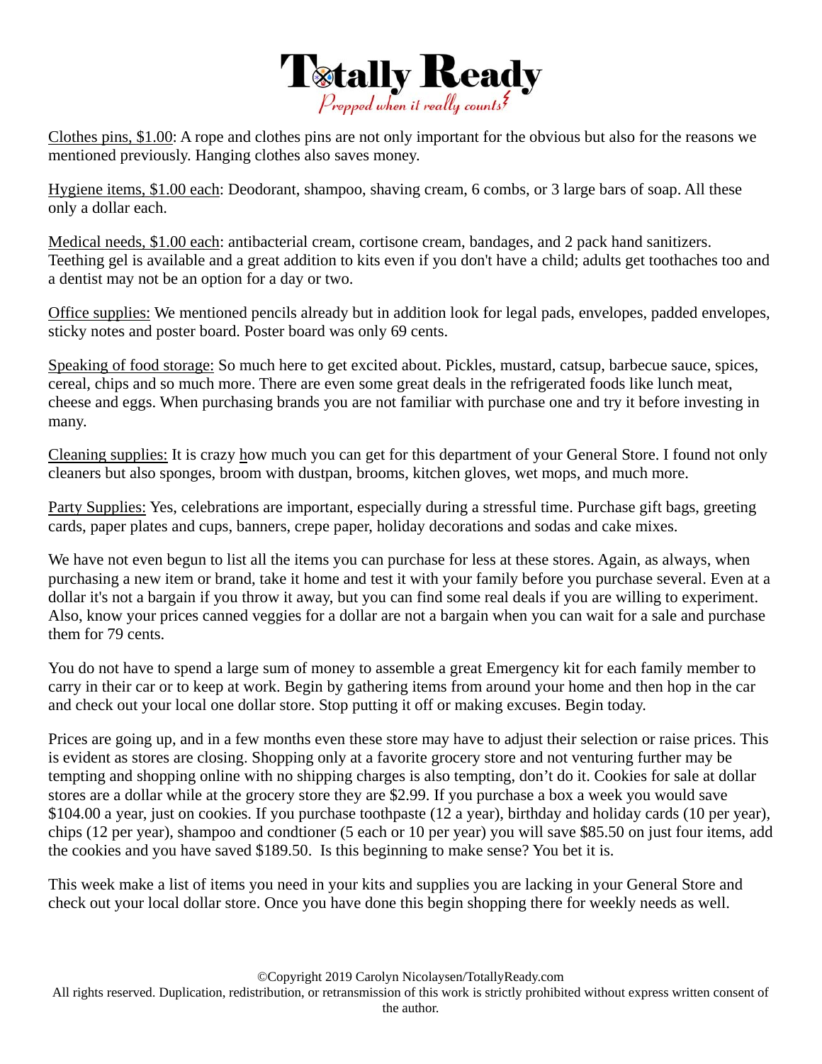Clothes pins, $1.00: A rope and clothes pins are not only important for the obvious but also for the reasons we mentioned previously. Hanging clothes also saves money.

Hygiene items, $1.00 each: Deodorant, shampoo, shaving cream, 6 combs, or 3 large bars of soap. All these only a dollar each.

Medical needs, $1.00 each: antibacterial cream, cortisone cream, bandages, and 2 pack hand sanitizers. Teething gel is available and a great addition to kits even if you don't have a child; adults get toothaches too and a dentist may not be an option for a day or two.

Office supplies: We mentioned pencils already but in addition look for legal pads, envelopes, padded envelopes, sticky notes and poster board. Poster board was only 69 cents.

Speaking of food storage: So much here to get excited about. Pickles, mustard, catsup, barbecue sauce, spices, cereal, chips and so much more. There are even some great deals in the refrigerated foods like lunch meat, cheese and eggs. When purchasing brands you are not familiar with purchase one and try it before investing in many.

Cleaning supplies: It is crazy how much you can get for this department of your General Store. I found not only cleaners but also sponges, broom with dustpan, brooms, kitchen gloves, wet mops, and much more.

Party Supplies: Yes, celebrations are important, especially during a stressful time. Purchase gift bags, greeting cards, paper plates and cups, banners, crepe paper, holiday decorations and sodas and cake mixes.

We have not even begun to list all the items you can purchase for less at these stores. Again, as always, when purchasing a new item or brand, take it home and test it with your family before you purchase several. Even at a dollar it's not a bargain if you throw it away, but you can find some real deals if you are willing to experiment. Also, know your prices canned veggies for a dollar are not a bargain when you can wait for a sale and purchase them for 79 cents.

You do not have to spend a large sum of money to assemble a great Emergency kit for each family member to carry in their car or to keep at work. Begin by gathering items from around your home and then hop in the car and check out your local one dollar store. Stop putting it off or making excuses. Begin today.

Prices are going up, and in a few months even these store may have to adjust their selection or raise prices. This is evident as stores are closing. Shopping only at a favorite grocery store and not venturing further may be tempting and shopping online with no shipping charges is also tempting, don't do it. Cookies for sale at dollar stores are a dollar while at the grocery store they are $2.99. If you purchase a box a week you would save $104.00 a year, just on cookies. If you purchase toothpaste (12 a year), birthday and holiday cards (10 per year), chips (12 per year), shampoo and condtioner (5 each or 10 per year) you will save $85.50 on just four items, add the cookies and you have saved $189.50. Is this beginning to make sense? You bet it is.

This week make a list of items you need in your kits and supplies you are lacking in your General Store and check out your local dollar store. Once you have done this begin shopping there for weekly needs as well.

©Copyright 2019 Carolyn Nicolaysen/TotallyReady.com
All rights reserved. Duplication, redistribution, or retransmission of this work is strictly prohibited without express written consent of the author.